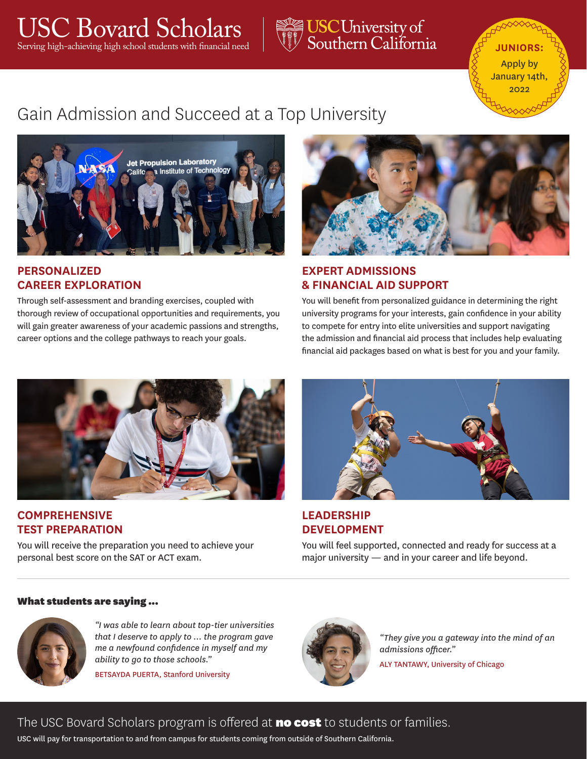# USC Bovard Scholars

Serving high-achieving high school students with financial need

USC University of Southern California

**JUNIORS:** Apply by January 14th, 2022

## Gain Admission and Succeed at a Top University

### PERSONALIZED CAREER EXPLORATION

Through self-assessment and branding exercises, coupled with thorough review of occupational opportunities and requirements, you will gain greater awareness of your academic passions and strengths, career options and the college pathways to reach your goals.

### EXPERT ADMISSIONS & FINANCIAL AID SUPPORT

You will benefit from personalized guidance in determining the right university programs for your interests, gain confidence in your ability to compete for entry into elite universities and support navigating the admission and financial aid process that includes help evaluating financial aid packages based on what is best for you and your family.

### COMPREHENSIVE TEST PREPARATION

You will receive the preparation you need to achieve your personal best score on the SAT or ACT exam.

### LEADERSHIP DEVELOPMENT

You will feel supported, connected and ready for success at a major university — and in your career and life beyond.

---

**What students are saying ...**

*"I was able to learn about top-tier universities that I deserve to apply to ... the program gave me a newfound confidence in myself and my ability to go to those schools."*

BETSAYDA PUERTA, Stanford University

*"They give you a gateway into the mind of an admissions officer."*

ALY TANTAWY, University of Chicago

The USC Bovard Scholars program is offered at **no cost** to students or families.

USC will pay for transportation to and from campus for students coming from outside of Southern California.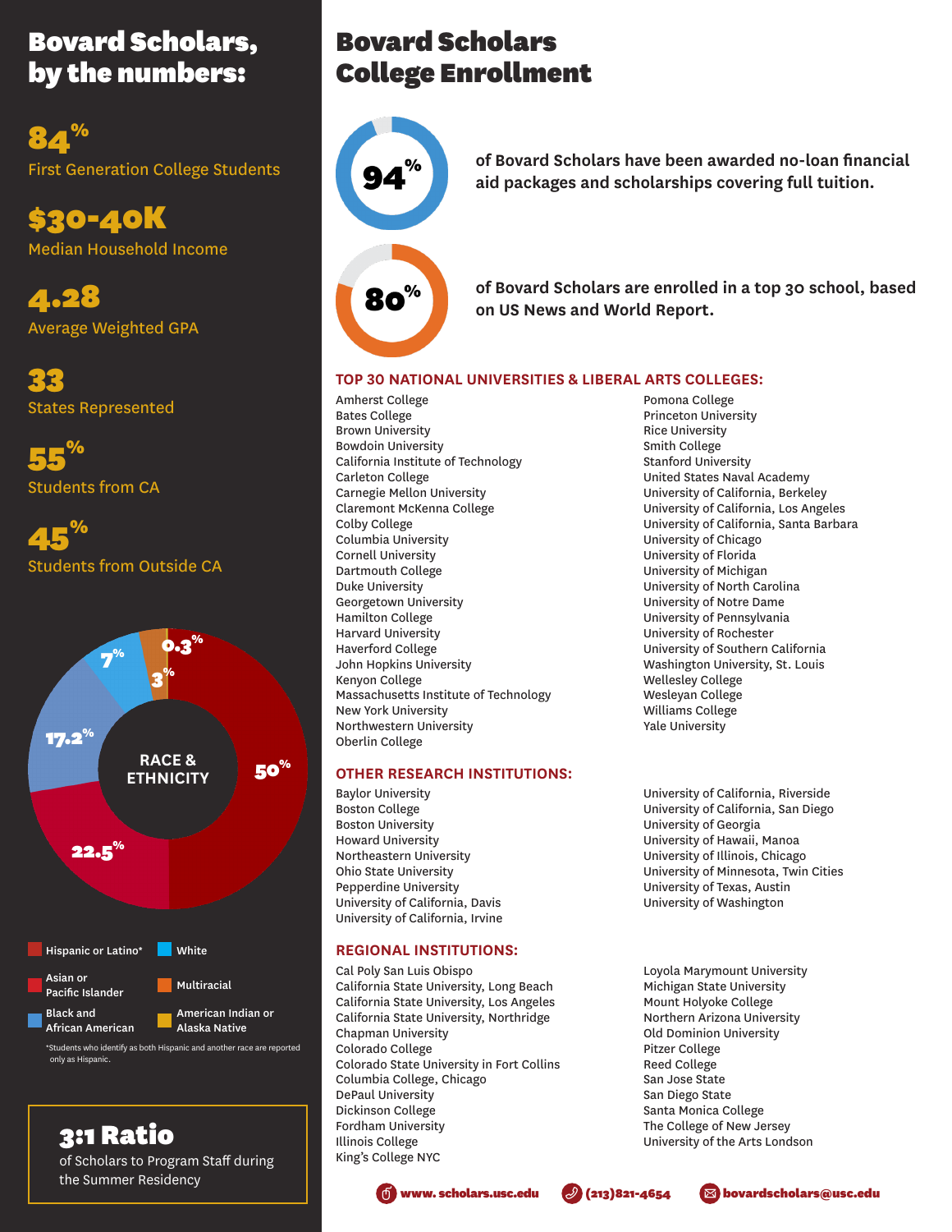# Bovard Scholars, by the numbers:

**84%**
First Generation College Students

**$30-40K**
Median Household Income

**4.28**
Average Weighted GPA

**33**
States Represented

**55%**
Students from CA

**45%**
Students from Outside CA

RACE & ETHNICITY

50%
22.5%
17.2%
7%
3%
0.3%

Hispanic or Latino*
White
Asian or Pacific Islander
Multiracial
Black and African American
American Indian or Alaska Native

*Students who identify as both Hispanic and another race are reported only as Hispanic.

**3:1 Ratio**
of Scholars to Program Staff during the Summer Residency

# Bovard Scholars College Enrollment

**94%** of Bovard Scholars have been awarded no-loan financial aid packages and scholarships covering full tuition.

**80%** of Bovard Scholars are enrolled in a top 30 school, based on US News and World Report.

## TOP 30 NATIONAL UNIVERSITIES & LIBERAL ARTS COLLEGES:

Amherst College
Bates College
Brown University
Bowdoin University
California Institute of Technology
Carleton College
Carnegie Mellon University
Claremont McKenna College
Colby College
Columbia University
Cornell University
Dartmouth College
Duke University
Georgetown University
Hamilton College
Harvard University
Haverford College
John Hopkins University
Kenyon College
Massachusetts Institute of Technology
New York University
Northwestern University
Oberlin College
Pomona College
Princeton University
Rice University
Smith College
Stanford University
United States Naval Academy
University of California, Berkeley
University of California, Los Angeles
University of California, Santa Barbara
University of Chicago
University of Florida
University of Michigan
University of North Carolina
University of Notre Dame
University of Pennsylvania
University of Rochester
University of Southern California
Washington University, St. Louis
Wellesley College
Wesleyan College
Williams College
Yale University

## OTHER RESEARCH INSTITUTIONS:

Baylor University
Boston College
Boston University
Howard University
Northeastern University
Ohio State University
Pepperdine University
University of California, Davis
University of California, Irvine
University of California, Riverside
University of California, San Diego
University of Georgia
University of Hawaii, Manoa
University of Illinois, Chicago
University of Minnesota, Twin Cities
University of Texas, Austin
University of Washington

## REGIONAL INSTITUTIONS:

Cal Poly San Luis Obispo
California State University, Long Beach
California State University, Los Angeles
California State University, Northridge
Chapman University
Colorado College
Colorado State University in Fort Collins
Columbia College, Chicago
DePaul University
Dickinson College
Fordham University
Illinois College
King's College NYC
Loyola Marymount University
Michigan State University
Mount Holyoke College
Northern Arizona University
Old Dominion University
Pitzer College
Reed College
San Jose State
San Diego State
Santa Monica College
The College of New Jersey
University of the Arts Londson

www. scholars.usc.edu | (213)821-4654 | bovardscholars@usc.edu